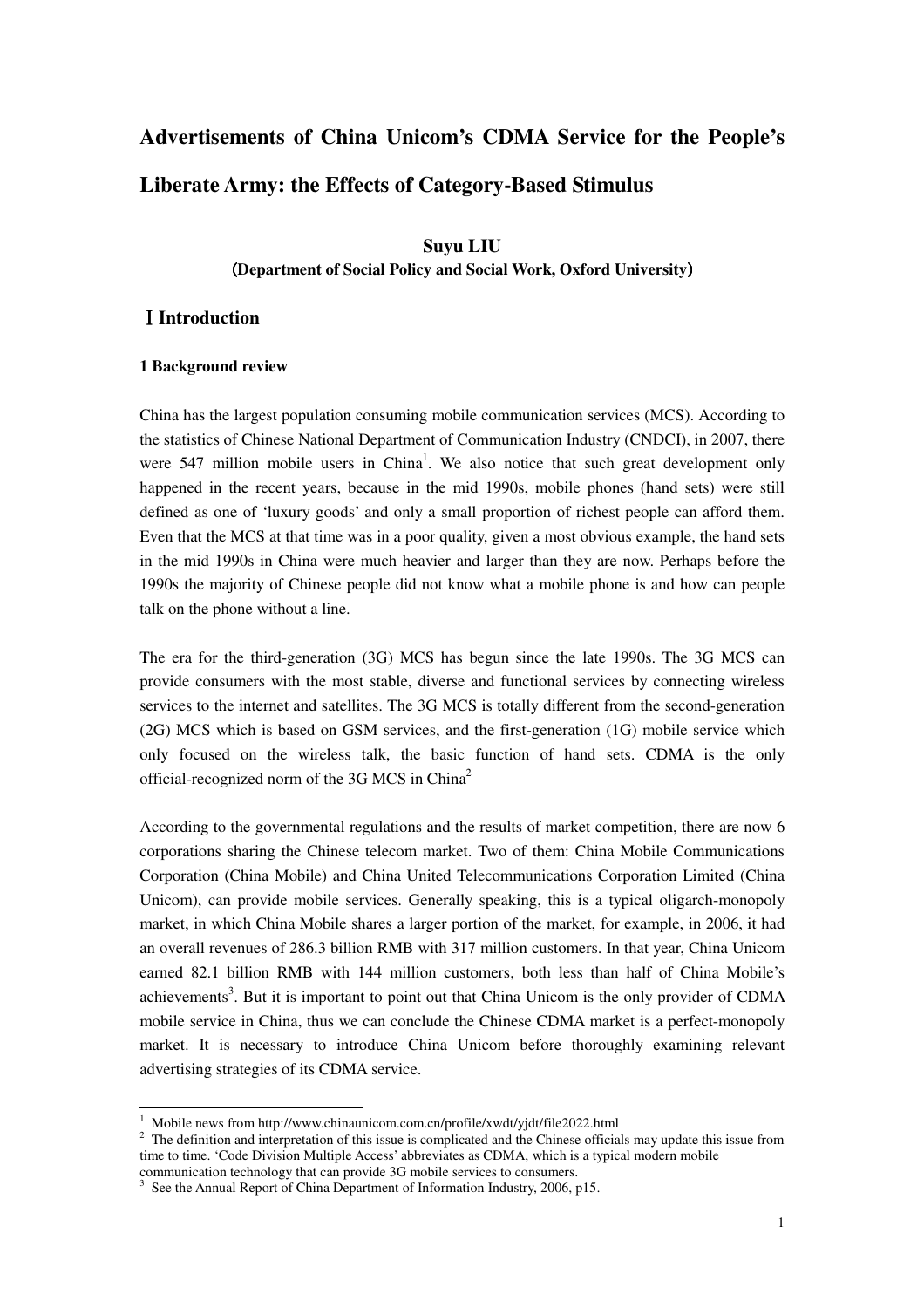# Advertisements of China Unicom's CDMA Service for the People's Liberate Army: the Effects of Category-Based Stimulus

**Suyu LIU**

**(Department of Social Policy and Social Work, Oxford University)**

## Ⅰ Introduction

### 1 Background review

China has the largest population consuming mobile communication services (MCS). According to the statistics of Chinese National Department of Communication Industry (CNDCI), in 2007, there were 547 million mobile users in China[1]. We also notice that such great development only happened in the recent years, because in the mid 1990s, mobile phones (hand sets) were still defined as one of 'luxury goods' and only a small proportion of richest people can afford them. Even that the MCS at that time was in a poor quality, given a most obvious example, the hand sets in the mid 1990s in China were much heavier and larger than they are now. Perhaps before the 1990s the majority of Chinese people did not know what a mobile phone is and how can people talk on the phone without a line.

The era for the third-generation (3G) MCS has begun since the late 1990s. The 3G MCS can provide consumers with the most stable, diverse and functional services by connecting wireless services to the internet and satellites. The 3G MCS is totally different from the second-generation (2G) MCS which is based on GSM services, and the first-generation (1G) mobile service which only focused on the wireless talk, the basic function of hand sets. CDMA is the only official-recognized norm of the 3G MCS in China[2]

According to the governmental regulations and the results of market competition, there are now 6 corporations sharing the Chinese telecom market. Two of them: China Mobile Communications Corporation (China Mobile) and China United Telecommunications Corporation Limited (China Unicom), can provide mobile services. Generally speaking, this is a typical oligarch-monopoly market, in which China Mobile shares a larger portion of the market, for example, in 2006, it had an overall revenues of 286.3 billion RMB with 317 million customers. In that year, China Unicom earned 82.1 billion RMB with 144 million customers, both less than half of China Mobile's achievements[3]. But it is important to point out that China Unicom is the only provider of CDMA mobile service in China, thus we can conclude the Chinese CDMA market is a perfect-monopoly market. It is necessary to introduce China Unicom before thoroughly examining relevant advertising strategies of its CDMA service.

---

[1] Mobile news from http://www.chinaunicom.com.cn/profile/xwdt/yjdt/file2022.html

[2] The definition and interpretation of this issue is complicated and the Chinese officials may update this issue from time to time. 'Code Division Multiple Access' abbreviates as CDMA, which is a typical modern mobile communication technology that can provide 3G mobile services to consumers.

[3] See the Annual Report of China Department of Information Industry, 2006, p15.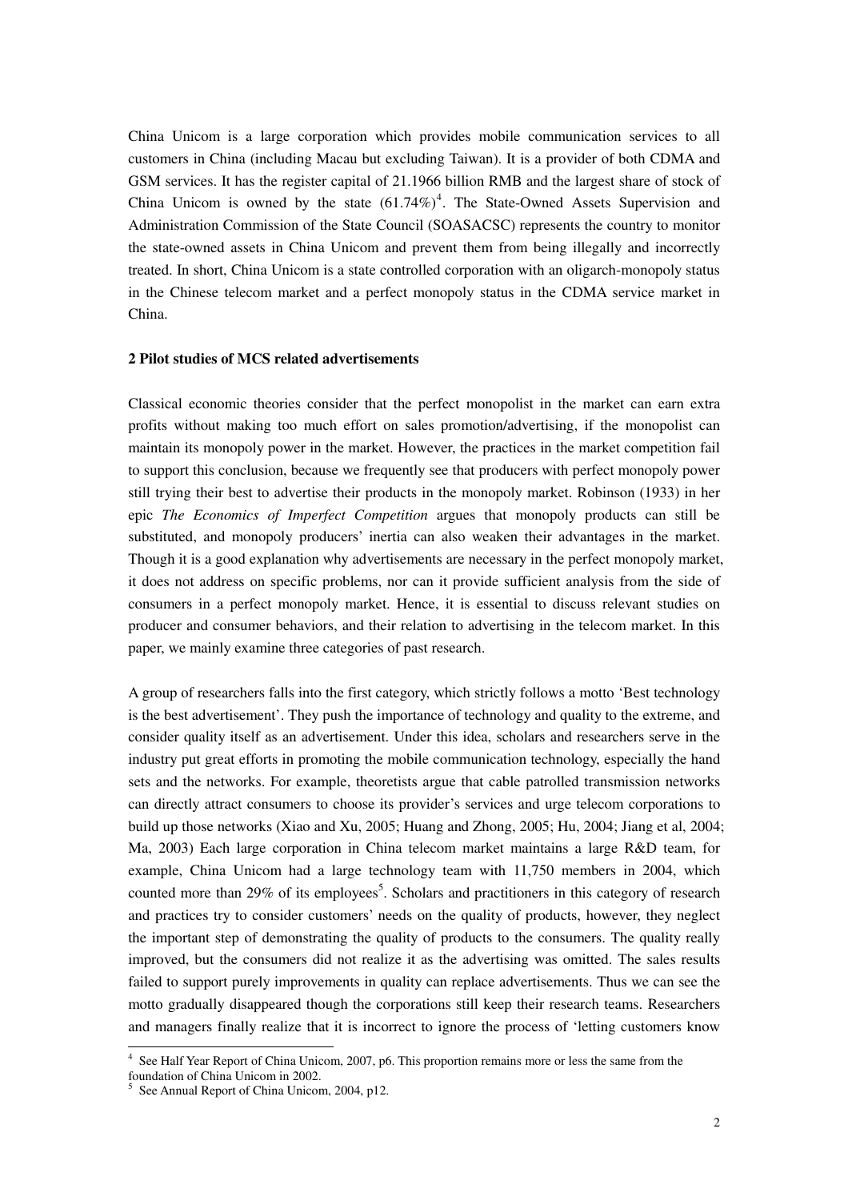China Unicom is a large corporation which provides mobile communication services to all customers in China (including Macau but excluding Taiwan). It is a provider of both CDMA and GSM services. It has the register capital of 21.1966 billion RMB and the largest share of stock of China Unicom is owned by the state (61.74%)[4]. The State-Owned Assets Supervision and Administration Commission of the State Council (SOASACSC) represents the country to monitor the state-owned assets in China Unicom and prevent them from being illegally and incorrectly treated. In short, China Unicom is a state controlled corporation with an oligarch-monopoly status in the Chinese telecom market and a perfect monopoly status in the CDMA service market in China.

**2 Pilot studies of MCS related advertisements**

Classical economic theories consider that the perfect monopolist in the market can earn extra profits without making too much effort on sales promotion/advertising, if the monopolist can maintain its monopoly power in the market. However, the practices in the market competition fail to support this conclusion, because we frequently see that producers with perfect monopoly power still trying their best to advertise their products in the monopoly market. Robinson (1933) in her epic *The Economics of Imperfect Competition* argues that monopoly products can still be substituted, and monopoly producers' inertia can also weaken their advantages in the market. Though it is a good explanation why advertisements are necessary in the perfect monopoly market, it does not address on specific problems, nor can it provide sufficient analysis from the side of consumers in a perfect monopoly market. Hence, it is essential to discuss relevant studies on producer and consumer behaviors, and their relation to advertising in the telecom market. In this paper, we mainly examine three categories of past research.

A group of researchers falls into the first category, which strictly follows a motto 'Best technology is the best advertisement'. They push the importance of technology and quality to the extreme, and consider quality itself as an advertisement. Under this idea, scholars and researchers serve in the industry put great efforts in promoting the mobile communication technology, especially the hand sets and the networks. For example, theoretists argue that cable patrolled transmission networks can directly attract consumers to choose its provider's services and urge telecom corporations to build up those networks (Xiao and Xu, 2005; Huang and Zhong, 2005; Hu, 2004; Jiang et al, 2004; Ma, 2003) Each large corporation in China telecom market maintains a large R&D team, for example, China Unicom had a large technology team with 11,750 members in 2004, which counted more than 29% of its employees[5]. Scholars and practitioners in this category of research and practices try to consider customers' needs on the quality of products, however, they neglect the important step of demonstrating the quality of products to the consumers. The quality really improved, but the consumers did not realize it as the advertising was omitted. The sales results failed to support purely improvements in quality can replace advertisements. Thus we can see the motto gradually disappeared though the corporations still keep their research teams. Researchers and managers finally realize that it is incorrect to ignore the process of 'letting customers know

[4] See Half Year Report of China Unicom, 2007, p6. This proportion remains more or less the same from the foundation of China Unicom in 2002.

[5] See Annual Report of China Unicom, 2004, p12.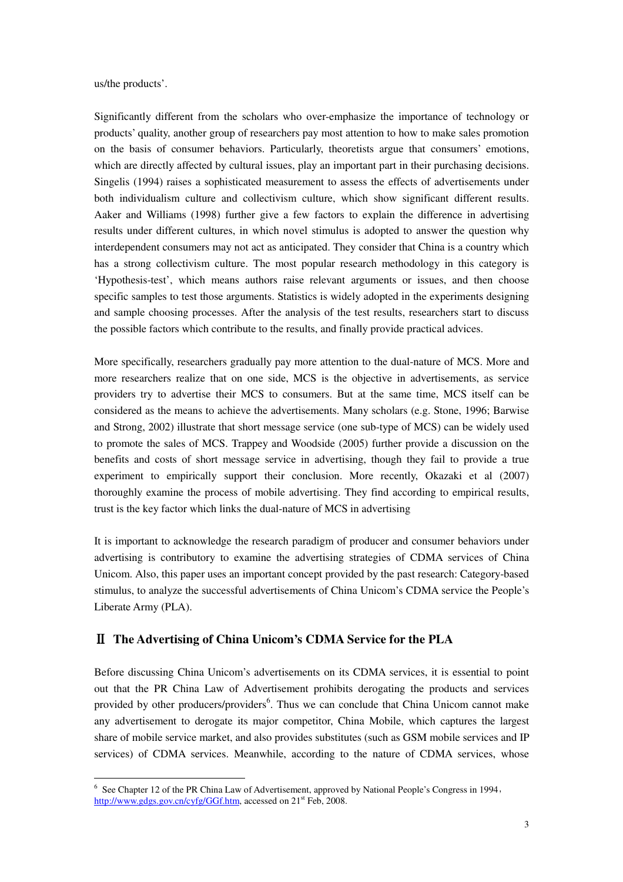us/the products'.

Significantly different from the scholars who over-emphasize the importance of technology or products' quality, another group of researchers pay most attention to how to make sales promotion on the basis of consumer behaviors. Particularly, theoretists argue that consumers' emotions, which are directly affected by cultural issues, play an important part in their purchasing decisions. Singelis (1994) raises a sophisticated measurement to assess the effects of advertisements under both individualism culture and collectivism culture, which show significant different results. Aaker and Williams (1998) further give a few factors to explain the difference in advertising results under different cultures, in which novel stimulus is adopted to answer the question why interdependent consumers may not act as anticipated. They consider that China is a country which has a strong collectivism culture. The most popular research methodology in this category is 'Hypothesis-test', which means authors raise relevant arguments or issues, and then choose specific samples to test those arguments. Statistics is widely adopted in the experiments designing and sample choosing processes. After the analysis of the test results, researchers start to discuss the possible factors which contribute to the results, and finally provide practical advices.

More specifically, researchers gradually pay more attention to the dual-nature of MCS. More and more researchers realize that on one side, MCS is the objective in advertisements, as service providers try to advertise their MCS to consumers. But at the same time, MCS itself can be considered as the means to achieve the advertisements. Many scholars (e.g. Stone, 1996; Barwise and Strong, 2002) illustrate that short message service (one sub-type of MCS) can be widely used to promote the sales of MCS. Trappey and Woodside (2005) further provide a discussion on the benefits and costs of short message service in advertising, though they fail to provide a true experiment to empirically support their conclusion. More recently, Okazaki et al (2007) thoroughly examine the process of mobile advertising. They find according to empirical results, trust is the key factor which links the dual-nature of MCS in advertising

It is important to acknowledge the research paradigm of producer and consumer behaviors under advertising is contributory to examine the advertising strategies of CDMA services of China Unicom. Also, this paper uses an important concept provided by the past research: Category-based stimulus, to analyze the successful advertisements of China Unicom's CDMA service the People's Liberate Army (PLA).

## Ⅱ The Advertising of China Unicom's CDMA Service for the PLA

Before discussing China Unicom's advertisements on its CDMA services, it is essential to point out that the PR China Law of Advertisement prohibits derogating the products and services provided by other producers/providers[6]. Thus we can conclude that China Unicom cannot make any advertisement to derogate its major competitor, China Mobile, which captures the largest share of mobile service market, and also provides substitutes (such as GSM mobile services and IP services) of CDMA services. Meanwhile, according to the nature of CDMA services, whose

[6] See Chapter 12 of the PR China Law of Advertisement, approved by National People's Congress in 1994, http://www.gdgs.gov.cn/cyfg/GGf.htm, accessed on 21st Feb, 2008.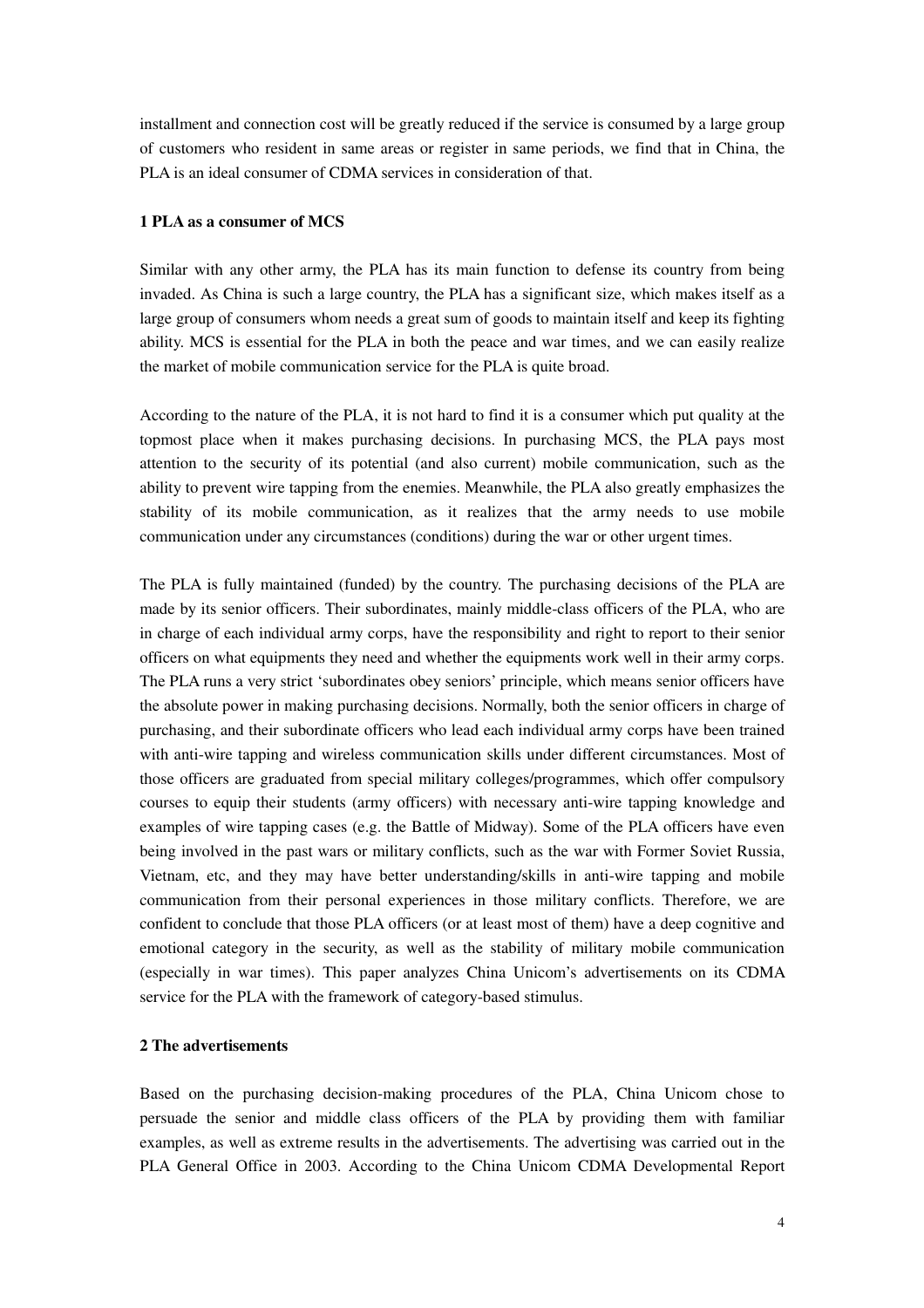installment and connection cost will be greatly reduced if the service is consumed by a large group of customers who resident in same areas or register in same periods, we find that in China, the PLA is an ideal consumer of CDMA services in consideration of that.

### 1 PLA as a consumer of MCS

Similar with any other army, the PLA has its main function to defense its country from being invaded. As China is such a large country, the PLA has a significant size, which makes itself as a large group of consumers whom needs a great sum of goods to maintain itself and keep its fighting ability. MCS is essential for the PLA in both the peace and war times, and we can easily realize the market of mobile communication service for the PLA is quite broad.

According to the nature of the PLA, it is not hard to find it is a consumer which put quality at the topmost place when it makes purchasing decisions. In purchasing MCS, the PLA pays most attention to the security of its potential (and also current) mobile communication, such as the ability to prevent wire tapping from the enemies. Meanwhile, the PLA also greatly emphasizes the stability of its mobile communication, as it realizes that the army needs to use mobile communication under any circumstances (conditions) during the war or other urgent times.

The PLA is fully maintained (funded) by the country. The purchasing decisions of the PLA are made by its senior officers. Their subordinates, mainly middle-class officers of the PLA, who are in charge of each individual army corps, have the responsibility and right to report to their senior officers on what equipments they need and whether the equipments work well in their army corps. The PLA runs a very strict 'subordinates obey seniors' principle, which means senior officers have the absolute power in making purchasing decisions. Normally, both the senior officers in charge of purchasing, and their subordinate officers who lead each individual army corps have been trained with anti-wire tapping and wireless communication skills under different circumstances. Most of those officers are graduated from special military colleges/programmes, which offer compulsory courses to equip their students (army officers) with necessary anti-wire tapping knowledge and examples of wire tapping cases (e.g. the Battle of Midway). Some of the PLA officers have even being involved in the past wars or military conflicts, such as the war with Former Soviet Russia, Vietnam, etc, and they may have better understanding/skills in anti-wire tapping and mobile communication from their personal experiences in those military conflicts. Therefore, we are confident to conclude that those PLA officers (or at least most of them) have a deep cognitive and emotional category in the security, as well as the stability of military mobile communication (especially in war times). This paper analyzes China Unicom's advertisements on its CDMA service for the PLA with the framework of category-based stimulus.

### 2 The advertisements

Based on the purchasing decision-making procedures of the PLA, China Unicom chose to persuade the senior and middle class officers of the PLA by providing them with familiar examples, as well as extreme results in the advertisements. The advertising was carried out in the PLA General Office in 2003. According to the China Unicom CDMA Developmental Report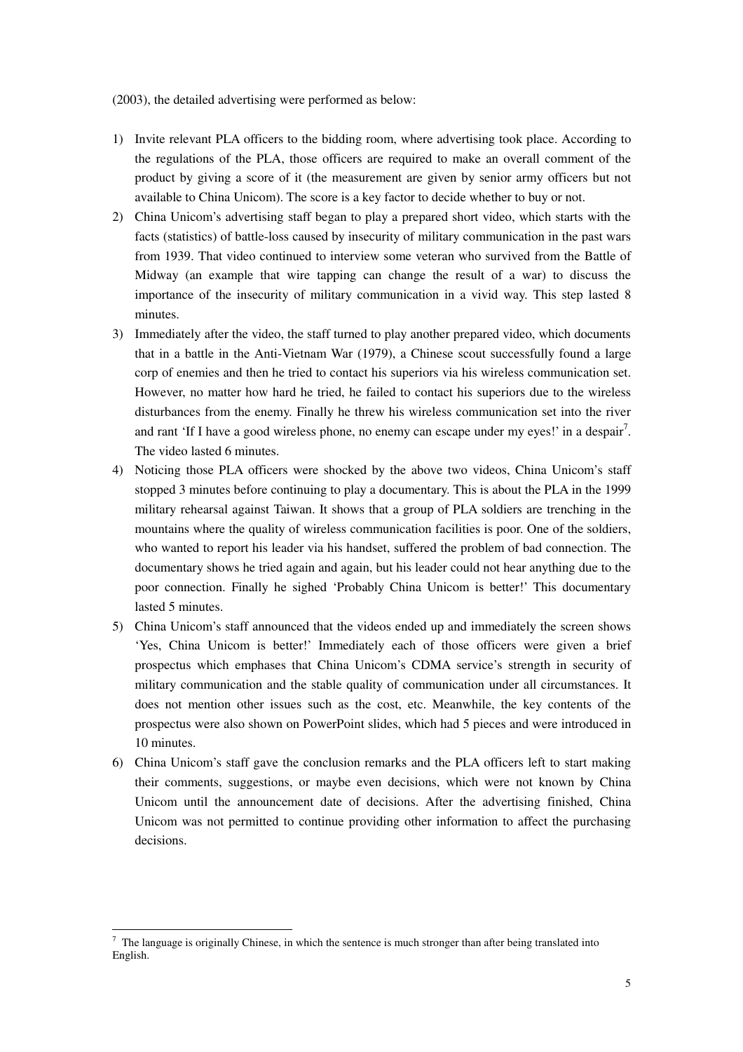(2003), the detailed advertising were performed as below:

1) Invite relevant PLA officers to the bidding room, where advertising took place. According to the regulations of the PLA, those officers are required to make an overall comment of the product by giving a score of it (the measurement are given by senior army officers but not available to China Unicom). The score is a key factor to decide whether to buy or not.
2) China Unicom's advertising staff began to play a prepared short video, which starts with the facts (statistics) of battle-loss caused by insecurity of military communication in the past wars from 1939. That video continued to interview some veteran who survived from the Battle of Midway (an example that wire tapping can change the result of a war) to discuss the importance of the insecurity of military communication in a vivid way. This step lasted 8 minutes.
3) Immediately after the video, the staff turned to play another prepared video, which documents that in a battle in the Anti-Vietnam War (1979), a Chinese scout successfully found a large corp of enemies and then he tried to contact his superiors via his wireless communication set. However, no matter how hard he tried, he failed to contact his superiors due to the wireless disturbances from the enemy. Finally he threw his wireless communication set into the river and rant 'If I have a good wireless phone, no enemy can escape under my eyes!' in a despair[7]. The video lasted 6 minutes.
4) Noticing those PLA officers were shocked by the above two videos, China Unicom's staff stopped 3 minutes before continuing to play a documentary. This is about the PLA in the 1999 military rehearsal against Taiwan. It shows that a group of PLA soldiers are trenching in the mountains where the quality of wireless communication facilities is poor. One of the soldiers, who wanted to report his leader via his handset, suffered the problem of bad connection. The documentary shows he tried again and again, but his leader could not hear anything due to the poor connection. Finally he sighed 'Probably China Unicom is better!' This documentary lasted 5 minutes.
5) China Unicom's staff announced that the videos ended up and immediately the screen shows 'Yes, China Unicom is better!' Immediately each of those officers were given a brief prospectus which emphases that China Unicom's CDMA service's strength in security of military communication and the stable quality of communication under all circumstances. It does not mention other issues such as the cost, etc. Meanwhile, the key contents of the prospectus were also shown on PowerPoint slides, which had 5 pieces and were introduced in 10 minutes.
6) China Unicom's staff gave the conclusion remarks and the PLA officers left to start making their comments, suggestions, or maybe even decisions, which were not known by China Unicom until the announcement date of decisions. After the advertising finished, China Unicom was not permitted to continue providing other information to affect the purchasing decisions.

---

[7] The language is originally Chinese, in which the sentence is much stronger than after being translated into English.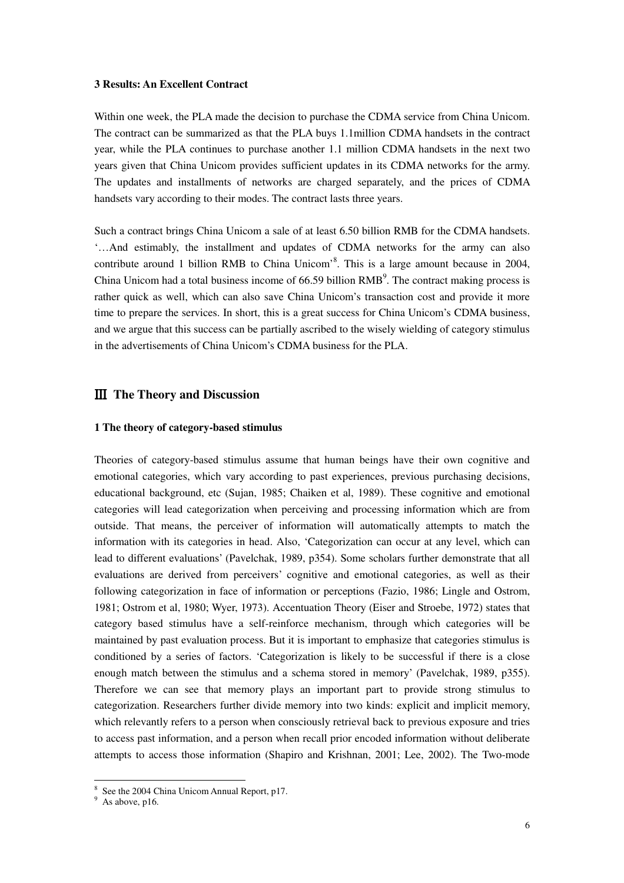### 3 Results: An Excellent Contract

Within one week, the PLA made the decision to purchase the CDMA service from China Unicom. The contract can be summarized as that the PLA buys 1.1million CDMA handsets in the contract year, while the PLA continues to purchase another 1.1 million CDMA handsets in the next two years given that China Unicom provides sufficient updates in its CDMA networks for the army. The updates and installments of networks are charged separately, and the prices of CDMA handsets vary according to their modes. The contract lasts three years.

Such a contract brings China Unicom a sale of at least 6.50 billion RMB for the CDMA handsets. '…And estimably, the installment and updates of CDMA networks for the army can also contribute around 1 billion RMB to China Unicom'[8]. This is a large amount because in 2004, China Unicom had a total business income of 66.59 billion RMB[9]. The contract making process is rather quick as well, which can also save China Unicom's transaction cost and provide it more time to prepare the services. In short, this is a great success for China Unicom's CDMA business, and we argue that this success can be partially ascribed to the wisely wielding of category stimulus in the advertisements of China Unicom's CDMA business for the PLA.

## Ⅲ The Theory and Discussion

### 1 The theory of category-based stimulus

Theories of category-based stimulus assume that human beings have their own cognitive and emotional categories, which vary according to past experiences, previous purchasing decisions, educational background, etc (Sujan, 1985; Chaiken et al, 1989). These cognitive and emotional categories will lead categorization when perceiving and processing information which are from outside. That means, the perceiver of information will automatically attempts to match the information with its categories in head. Also, 'Categorization can occur at any level, which can lead to different evaluations' (Pavelchak, 1989, p354). Some scholars further demonstrate that all evaluations are derived from perceivers' cognitive and emotional categories, as well as their following categorization in face of information or perceptions (Fazio, 1986; Lingle and Ostrom, 1981; Ostrom et al, 1980; Wyer, 1973). Accentuation Theory (Eiser and Stroebe, 1972) states that category based stimulus have a self-reinforce mechanism, through which categories will be maintained by past evaluation process. But it is important to emphasize that categories stimulus is conditioned by a series of factors. 'Categorization is likely to be successful if there is a close enough match between the stimulus and a schema stored in memory' (Pavelchak, 1989, p355). Therefore we can see that memory plays an important part to provide strong stimulus to categorization. Researchers further divide memory into two kinds: explicit and implicit memory, which relevantly refers to a person when consciously retrieval back to previous exposure and tries to access past information, and a person when recall prior encoded information without deliberate attempts to access those information (Shapiro and Krishnan, 2001; Lee, 2002). The Two-mode

---

[8] See the 2004 China Unicom Annual Report, p17.

[9] As above, p16.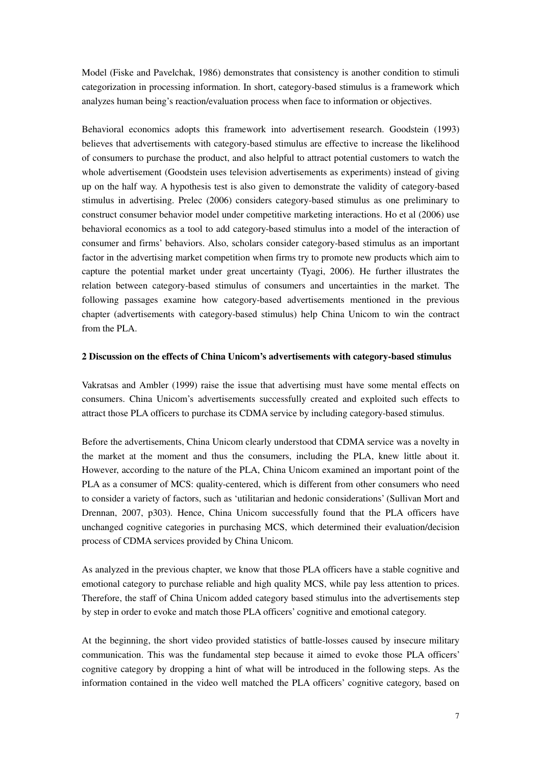Model (Fiske and Pavelchak, 1986) demonstrates that consistency is another condition to stimuli categorization in processing information. In short, category-based stimulus is a framework which analyzes human being's reaction/evaluation process when face to information or objectives.

Behavioral economics adopts this framework into advertisement research. Goodstein (1993) believes that advertisements with category-based stimulus are effective to increase the likelihood of consumers to purchase the product, and also helpful to attract potential customers to watch the whole advertisement (Goodstein uses television advertisements as experiments) instead of giving up on the half way. A hypothesis test is also given to demonstrate the validity of category-based stimulus in advertising. Prelec (2006) considers category-based stimulus as one preliminary to construct consumer behavior model under competitive marketing interactions. Ho et al (2006) use behavioral economics as a tool to add category-based stimulus into a model of the interaction of consumer and firms' behaviors. Also, scholars consider category-based stimulus as an important factor in the advertising market competition when firms try to promote new products which aim to capture the potential market under great uncertainty (Tyagi, 2006). He further illustrates the relation between category-based stimulus of consumers and uncertainties in the market. The following passages examine how category-based advertisements mentioned in the previous chapter (advertisements with category-based stimulus) help China Unicom to win the contract from the PLA.

**2 Discussion on the effects of China Unicom's advertisements with category-based stimulus**

Vakratsas and Ambler (1999) raise the issue that advertising must have some mental effects on consumers. China Unicom's advertisements successfully created and exploited such effects to attract those PLA officers to purchase its CDMA service by including category-based stimulus.

Before the advertisements, China Unicom clearly understood that CDMA service was a novelty in the market at the moment and thus the consumers, including the PLA, knew little about it. However, according to the nature of the PLA, China Unicom examined an important point of the PLA as a consumer of MCS: quality-centered, which is different from other consumers who need to consider a variety of factors, such as 'utilitarian and hedonic considerations' (Sullivan Mort and Drennan, 2007, p303). Hence, China Unicom successfully found that the PLA officers have unchanged cognitive categories in purchasing MCS, which determined their evaluation/decision process of CDMA services provided by China Unicom.

As analyzed in the previous chapter, we know that those PLA officers have a stable cognitive and emotional category to purchase reliable and high quality MCS, while pay less attention to prices. Therefore, the staff of China Unicom added category based stimulus into the advertisements step by step in order to evoke and match those PLA officers' cognitive and emotional category.

At the beginning, the short video provided statistics of battle-losses caused by insecure military communication. This was the fundamental step because it aimed to evoke those PLA officers' cognitive category by dropping a hint of what will be introduced in the following steps. As the information contained in the video well matched the PLA officers' cognitive category, based on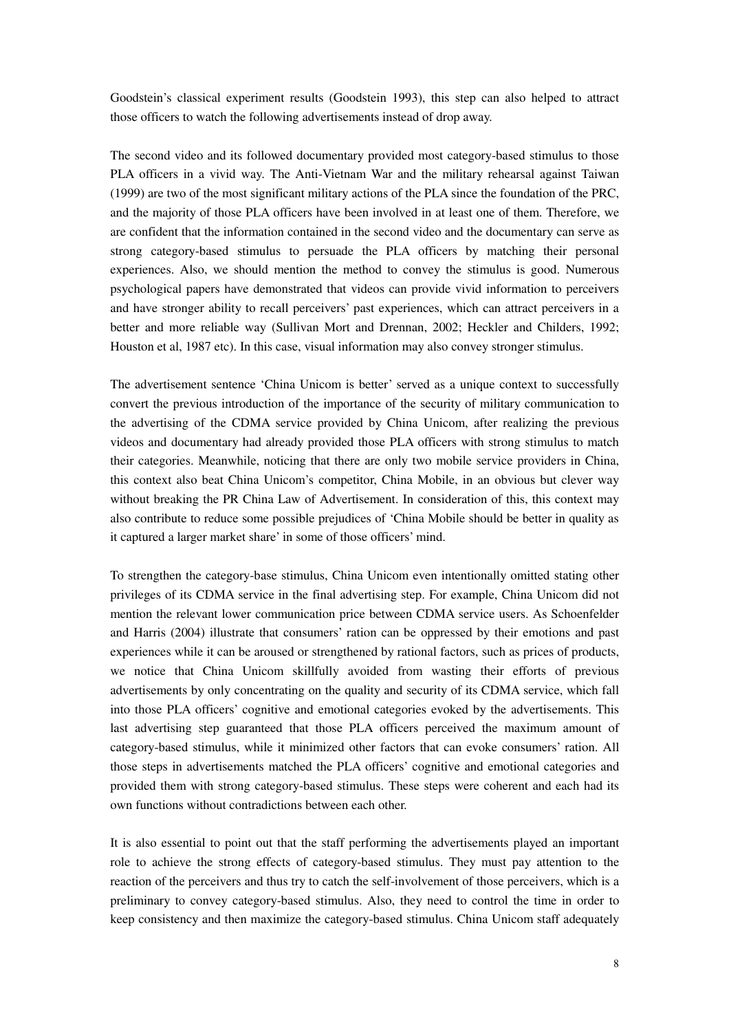Goodstein's classical experiment results (Goodstein 1993), this step can also helped to attract those officers to watch the following advertisements instead of drop away.

The second video and its followed documentary provided most category-based stimulus to those PLA officers in a vivid way. The Anti-Vietnam War and the military rehearsal against Taiwan (1999) are two of the most significant military actions of the PLA since the foundation of the PRC, and the majority of those PLA officers have been involved in at least one of them. Therefore, we are confident that the information contained in the second video and the documentary can serve as strong category-based stimulus to persuade the PLA officers by matching their personal experiences. Also, we should mention the method to convey the stimulus is good. Numerous psychological papers have demonstrated that videos can provide vivid information to perceivers and have stronger ability to recall perceivers' past experiences, which can attract perceivers in a better and more reliable way (Sullivan Mort and Drennan, 2002; Heckler and Childers, 1992; Houston et al, 1987 etc). In this case, visual information may also convey stronger stimulus.

The advertisement sentence 'China Unicom is better' served as a unique context to successfully convert the previous introduction of the importance of the security of military communication to the advertising of the CDMA service provided by China Unicom, after realizing the previous videos and documentary had already provided those PLA officers with strong stimulus to match their categories. Meanwhile, noticing that there are only two mobile service providers in China, this context also beat China Unicom's competitor, China Mobile, in an obvious but clever way without breaking the PR China Law of Advertisement. In consideration of this, this context may also contribute to reduce some possible prejudices of 'China Mobile should be better in quality as it captured a larger market share' in some of those officers' mind.

To strengthen the category-base stimulus, China Unicom even intentionally omitted stating other privileges of its CDMA service in the final advertising step. For example, China Unicom did not mention the relevant lower communication price between CDMA service users. As Schoenfelder and Harris (2004) illustrate that consumers' ration can be oppressed by their emotions and past experiences while it can be aroused or strengthened by rational factors, such as prices of products, we notice that China Unicom skillfully avoided from wasting their efforts of previous advertisements by only concentrating on the quality and security of its CDMA service, which fall into those PLA officers' cognitive and emotional categories evoked by the advertisements. This last advertising step guaranteed that those PLA officers perceived the maximum amount of category-based stimulus, while it minimized other factors that can evoke consumers' ration. All those steps in advertisements matched the PLA officers' cognitive and emotional categories and provided them with strong category-based stimulus. These steps were coherent and each had its own functions without contradictions between each other.

It is also essential to point out that the staff performing the advertisements played an important role to achieve the strong effects of category-based stimulus. They must pay attention to the reaction of the perceivers and thus try to catch the self-involvement of those perceivers, which is a preliminary to convey category-based stimulus. Also, they need to control the time in order to keep consistency and then maximize the category-based stimulus. China Unicom staff adequately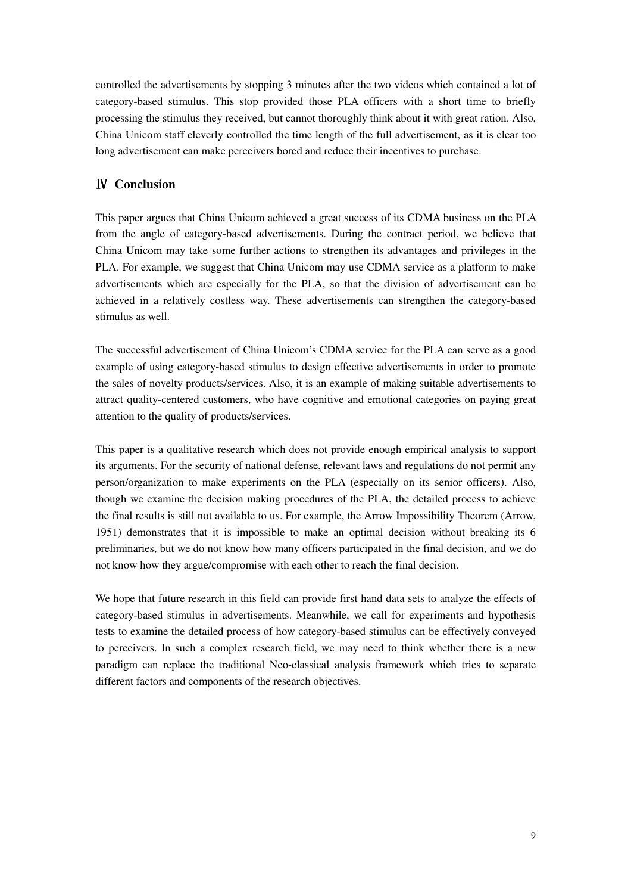controlled the advertisements by stopping 3 minutes after the two videos which contained a lot of category-based stimulus. This stop provided those PLA officers with a short time to briefly processing the stimulus they received, but cannot thoroughly think about it with great ration. Also, China Unicom staff cleverly controlled the time length of the full advertisement, as it is clear too long advertisement can make perceivers bored and reduce their incentives to purchase.

## Ⅳ Conclusion

This paper argues that China Unicom achieved a great success of its CDMA business on the PLA from the angle of category-based advertisements. During the contract period, we believe that China Unicom may take some further actions to strengthen its advantages and privileges in the PLA. For example, we suggest that China Unicom may use CDMA service as a platform to make advertisements which are especially for the PLA, so that the division of advertisement can be achieved in a relatively costless way. These advertisements can strengthen the category-based stimulus as well.

The successful advertisement of China Unicom's CDMA service for the PLA can serve as a good example of using category-based stimulus to design effective advertisements in order to promote the sales of novelty products/services. Also, it is an example of making suitable advertisements to attract quality-centered customers, who have cognitive and emotional categories on paying great attention to the quality of products/services.

This paper is a qualitative research which does not provide enough empirical analysis to support its arguments. For the security of national defense, relevant laws and regulations do not permit any person/organization to make experiments on the PLA (especially on its senior officers). Also, though we examine the decision making procedures of the PLA, the detailed process to achieve the final results is still not available to us. For example, the Arrow Impossibility Theorem (Arrow, 1951) demonstrates that it is impossible to make an optimal decision without breaking its 6 preliminaries, but we do not know how many officers participated in the final decision, and we do not know how they argue/compromise with each other to reach the final decision.

We hope that future research in this field can provide first hand data sets to analyze the effects of category-based stimulus in advertisements. Meanwhile, we call for experiments and hypothesis tests to examine the detailed process of how category-based stimulus can be effectively conveyed to perceivers. In such a complex research field, we may need to think whether there is a new paradigm can replace the traditional Neo-classical analysis framework which tries to separate different factors and components of the research objectives.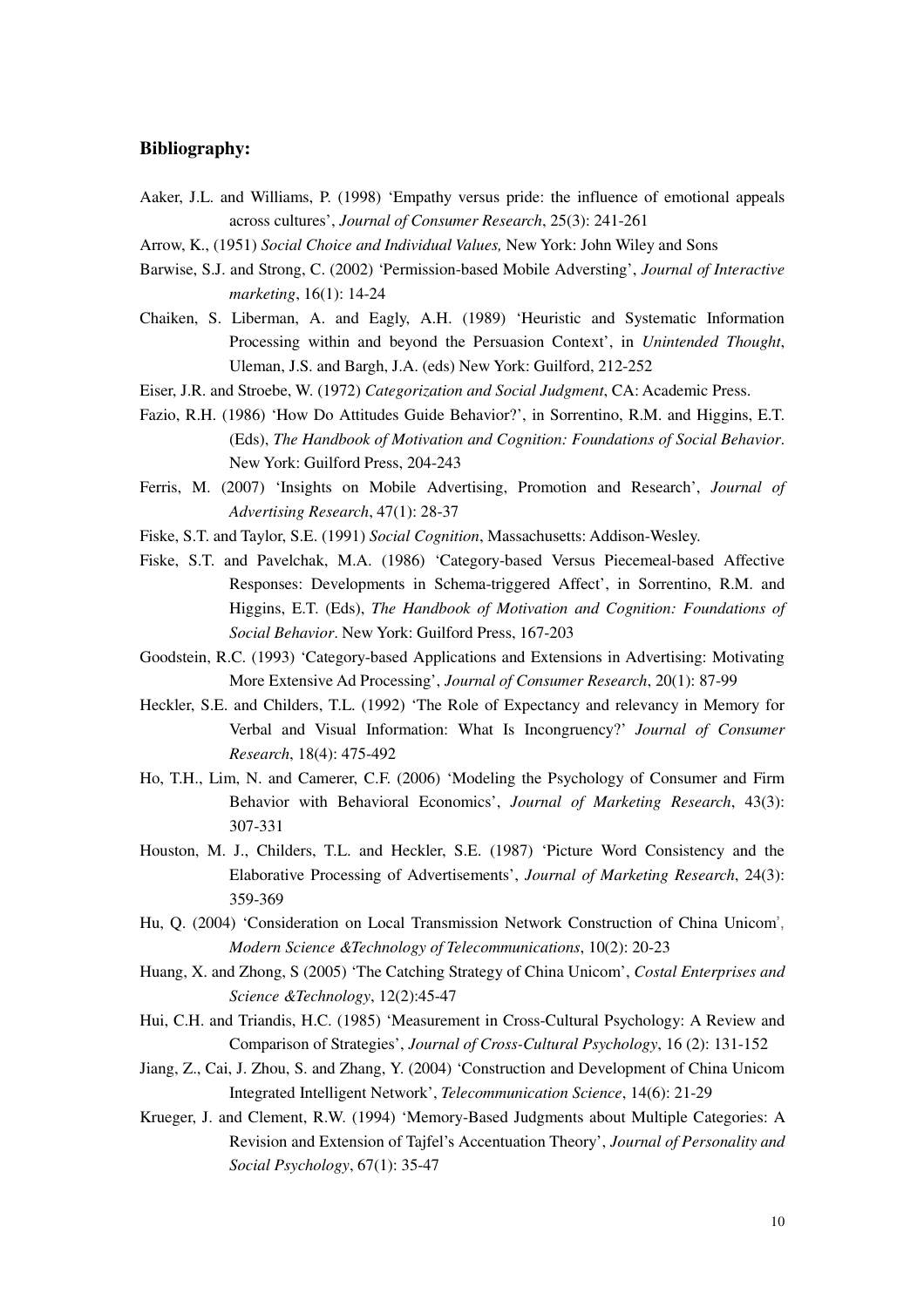### Bibliography:

Aaker, J.L. and Williams, P. (1998) 'Empathy versus pride: the influence of emotional appeals across cultures', *Journal of Consumer Research*, 25(3): 241-261

Arrow, K., (1951) *Social Choice and Individual Values,* New York: John Wiley and Sons

Barwise, S.J. and Strong, C. (2002) 'Permission-based Mobile Adversting', *Journal of Interactive marketing*, 16(1): 14-24

Chaiken, S. Liberman, A. and Eagly, A.H. (1989) 'Heuristic and Systematic Information Processing within and beyond the Persuasion Context', in *Unintended Thought*, Uleman, J.S. and Bargh, J.A. (eds) New York: Guilford, 212-252

Eiser, J.R. and Stroebe, W. (1972) *Categorization and Social Judgment*, CA: Academic Press.

Fazio, R.H. (1986) 'How Do Attitudes Guide Behavior?', in Sorrentino, R.M. and Higgins, E.T. (Eds), *The Handbook of Motivation and Cognition: Foundations of Social Behavior*. New York: Guilford Press, 204-243

Ferris, M. (2007) 'Insights on Mobile Advertising, Promotion and Research', *Journal of Advertising Research*, 47(1): 28-37

Fiske, S.T. and Taylor, S.E. (1991) *Social Cognition*, Massachusetts: Addison-Wesley.

Fiske, S.T. and Pavelchak, M.A. (1986) 'Category-based Versus Piecemeal-based Affective Responses: Developments in Schema-triggered Affect', in Sorrentino, R.M. and Higgins, E.T. (Eds), *The Handbook of Motivation and Cognition: Foundations of Social Behavior*. New York: Guilford Press, 167-203

Goodstein, R.C. (1993) 'Category-based Applications and Extensions in Advertising: Motivating More Extensive Ad Processing', *Journal of Consumer Research*, 20(1): 87-99

Heckler, S.E. and Childers, T.L. (1992) 'The Role of Expectancy and relevancy in Memory for Verbal and Visual Information: What Is Incongruency?' *Journal of Consumer Research*, 18(4): 475-492

Ho, T.H., Lim, N. and Camerer, C.F. (2006) 'Modeling the Psychology of Consumer and Firm Behavior with Behavioral Economics', *Journal of Marketing Research*, 43(3): 307-331

Houston, M. J., Childers, T.L. and Heckler, S.E. (1987) 'Picture Word Consistency and the Elaborative Processing of Advertisements', *Journal of Marketing Research*, 24(3): 359-369

Hu, Q. (2004) 'Consideration on Local Transmission Network Construction of China Unicom', *Modern Science &Technology of Telecommunications*, 10(2): 20-23

Huang, X. and Zhong, S (2005) 'The Catching Strategy of China Unicom', *Costal Enterprises and Science &Technology*, 12(2):45-47

Hui, C.H. and Triandis, H.C. (1985) 'Measurement in Cross-Cultural Psychology: A Review and Comparison of Strategies', *Journal of Cross-Cultural Psychology*, 16 (2): 131-152

Jiang, Z., Cai, J. Zhou, S. and Zhang, Y. (2004) 'Construction and Development of China Unicom Integrated Intelligent Network', *Telecommunication Science*, 14(6): 21-29

Krueger, J. and Clement, R.W. (1994) 'Memory-Based Judgments about Multiple Categories: A Revision and Extension of Tajfel's Accentuation Theory', *Journal of Personality and Social Psychology*, 67(1): 35-47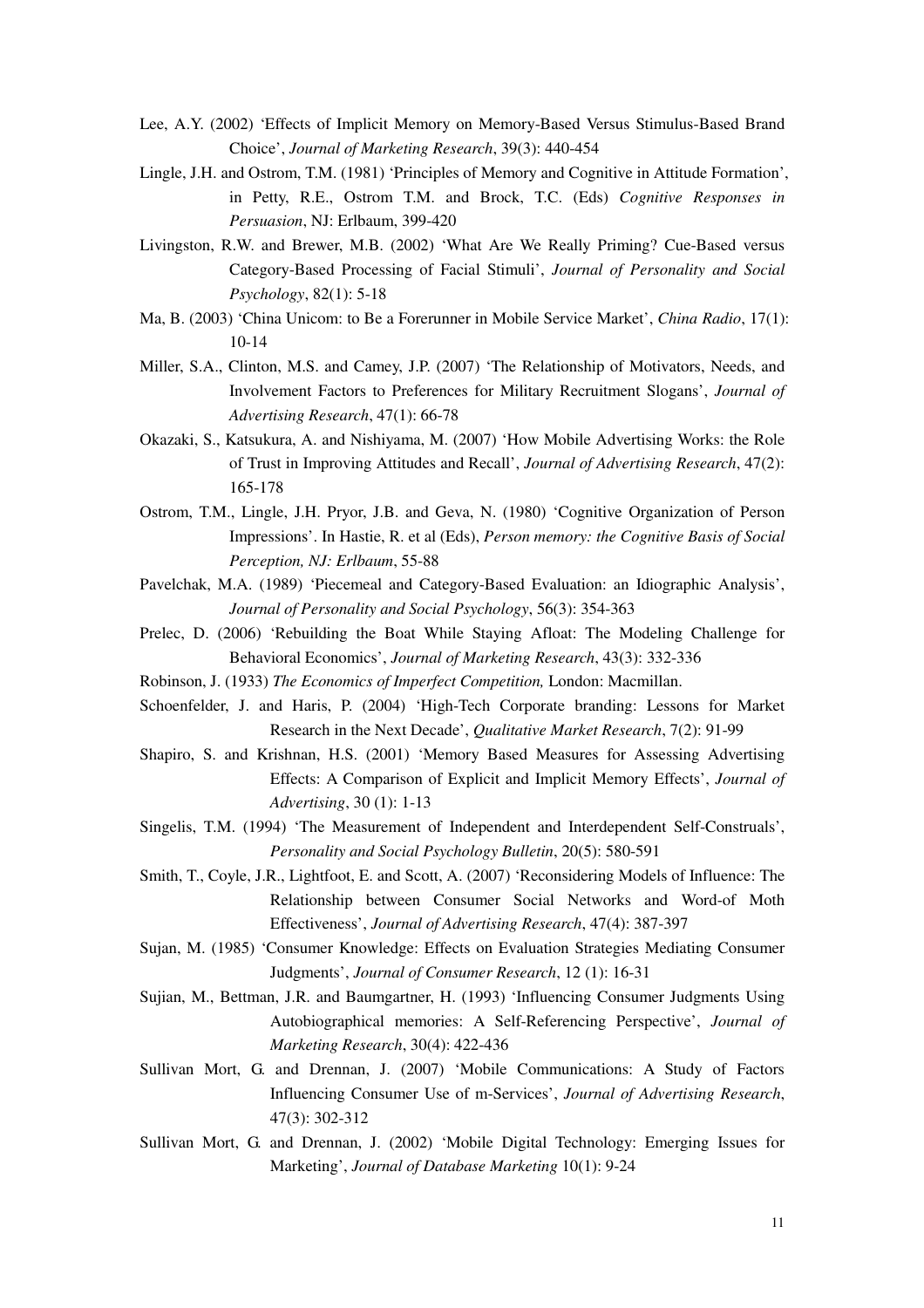Lee, A.Y. (2002) 'Effects of Implicit Memory on Memory-Based Versus Stimulus-Based Brand Choice', *Journal of Marketing Research*, 39(3): 440-454

Lingle, J.H. and Ostrom, T.M. (1981) 'Principles of Memory and Cognitive in Attitude Formation', in Petty, R.E., Ostrom T.M. and Brock, T.C. (Eds) *Cognitive Responses in Persuasion*, NJ: Erlbaum, 399-420

Livingston, R.W. and Brewer, M.B. (2002) 'What Are We Really Priming? Cue-Based versus Category-Based Processing of Facial Stimuli', *Journal of Personality and Social Psychology*, 82(1): 5-18

Ma, B. (2003) 'China Unicom: to Be a Forerunner in Mobile Service Market', *China Radio*, 17(1): 10-14

Miller, S.A., Clinton, M.S. and Camey, J.P. (2007) 'The Relationship of Motivators, Needs, and Involvement Factors to Preferences for Military Recruitment Slogans', *Journal of Advertising Research*, 47(1): 66-78

Okazaki, S., Katsukura, A. and Nishiyama, M. (2007) 'How Mobile Advertising Works: the Role of Trust in Improving Attitudes and Recall', *Journal of Advertising Research*, 47(2): 165-178

Ostrom, T.M., Lingle, J.H. Pryor, J.B. and Geva, N. (1980) 'Cognitive Organization of Person Impressions'. In Hastie, R. et al (Eds), *Person memory: the Cognitive Basis of Social Perception, NJ: Erlbaum*, 55-88

Pavelchak, M.A. (1989) 'Piecemeal and Category-Based Evaluation: an Idiographic Analysis', *Journal of Personality and Social Psychology*, 56(3): 354-363

Prelec, D. (2006) 'Rebuilding the Boat While Staying Afloat: The Modeling Challenge for Behavioral Economics', *Journal of Marketing Research*, 43(3): 332-336

Robinson, J. (1933) *The Economics of Imperfect Competition,* London: Macmillan.

Schoenfelder, J. and Haris, P. (2004) 'High-Tech Corporate branding: Lessons for Market Research in the Next Decade', *Qualitative Market Research*, 7(2): 91-99

Shapiro, S. and Krishnan, H.S. (2001) 'Memory Based Measures for Assessing Advertising Effects: A Comparison of Explicit and Implicit Memory Effects', *Journal of Advertising*, 30 (1): 1-13

Singelis, T.M. (1994) 'The Measurement of Independent and Interdependent Self-Construals', *Personality and Social Psychology Bulletin*, 20(5): 580-591

Smith, T., Coyle, J.R., Lightfoot, E. and Scott, A. (2007) 'Reconsidering Models of Influence: The Relationship between Consumer Social Networks and Word-of Moth Effectiveness', *Journal of Advertising Research*, 47(4): 387-397

Sujan, M. (1985) 'Consumer Knowledge: Effects on Evaluation Strategies Mediating Consumer Judgments', *Journal of Consumer Research*, 12 (1): 16-31

Sujian, M., Bettman, J.R. and Baumgartner, H. (1993) 'Influencing Consumer Judgments Using Autobiographical memories: A Self-Referencing Perspective', *Journal of Marketing Research*, 30(4): 422-436

Sullivan Mort, G. and Drennan, J. (2007) 'Mobile Communications: A Study of Factors Influencing Consumer Use of m-Services', *Journal of Advertising Research*, 47(3): 302-312

Sullivan Mort, G. and Drennan, J. (2002) 'Mobile Digital Technology: Emerging Issues for Marketing', *Journal of Database Marketing* 10(1): 9-24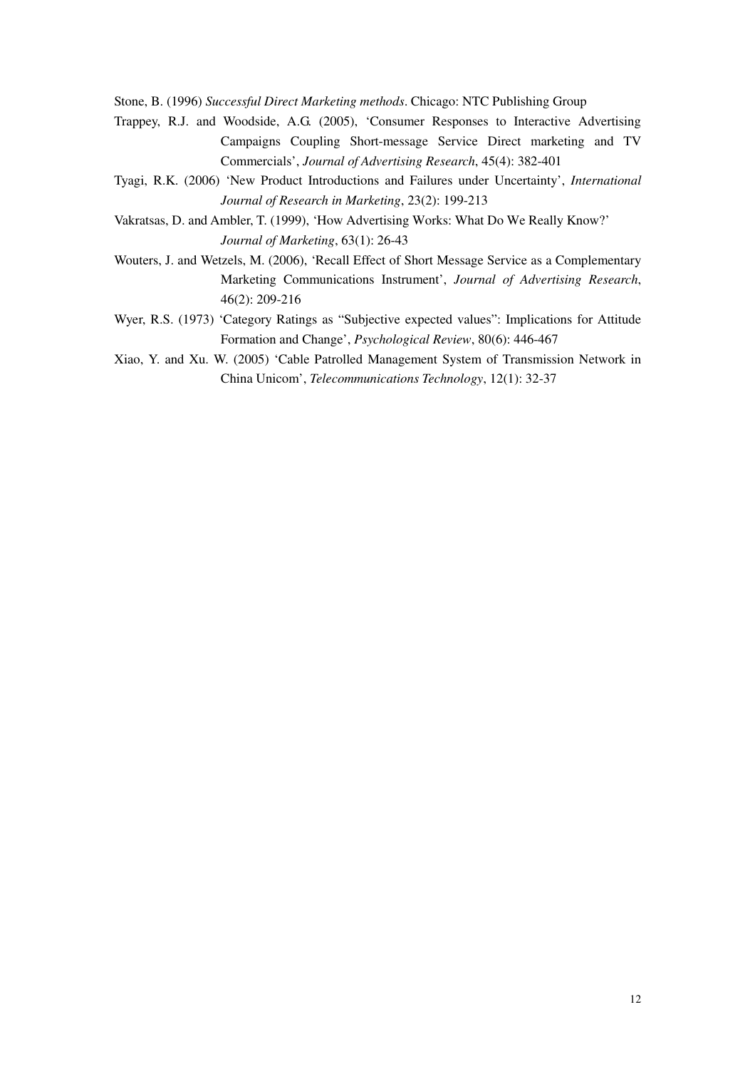Stone, B. (1996) *Successful Direct Marketing methods*. Chicago: NTC Publishing Group

Trappey, R.J. and Woodside, A.G. (2005), 'Consumer Responses to Interactive Advertising Campaigns Coupling Short-message Service Direct marketing and TV Commercials', *Journal of Advertising Research*, 45(4): 382-401

Tyagi, R.K. (2006) 'New Product Introductions and Failures under Uncertainty', *International Journal of Research in Marketing*, 23(2): 199-213

Vakratsas, D. and Ambler, T. (1999), 'How Advertising Works: What Do We Really Know?' *Journal of Marketing*, 63(1): 26-43

Wouters, J. and Wetzels, M. (2006), 'Recall Effect of Short Message Service as a Complementary Marketing Communications Instrument', *Journal of Advertising Research*, 46(2): 209-216

Wyer, R.S. (1973) 'Category Ratings as "Subjective expected values": Implications for Attitude Formation and Change', *Psychological Review*, 80(6): 446-467

Xiao, Y. and Xu. W. (2005) 'Cable Patrolled Management System of Transmission Network in China Unicom', *Telecommunications Technology*, 12(1): 32-37